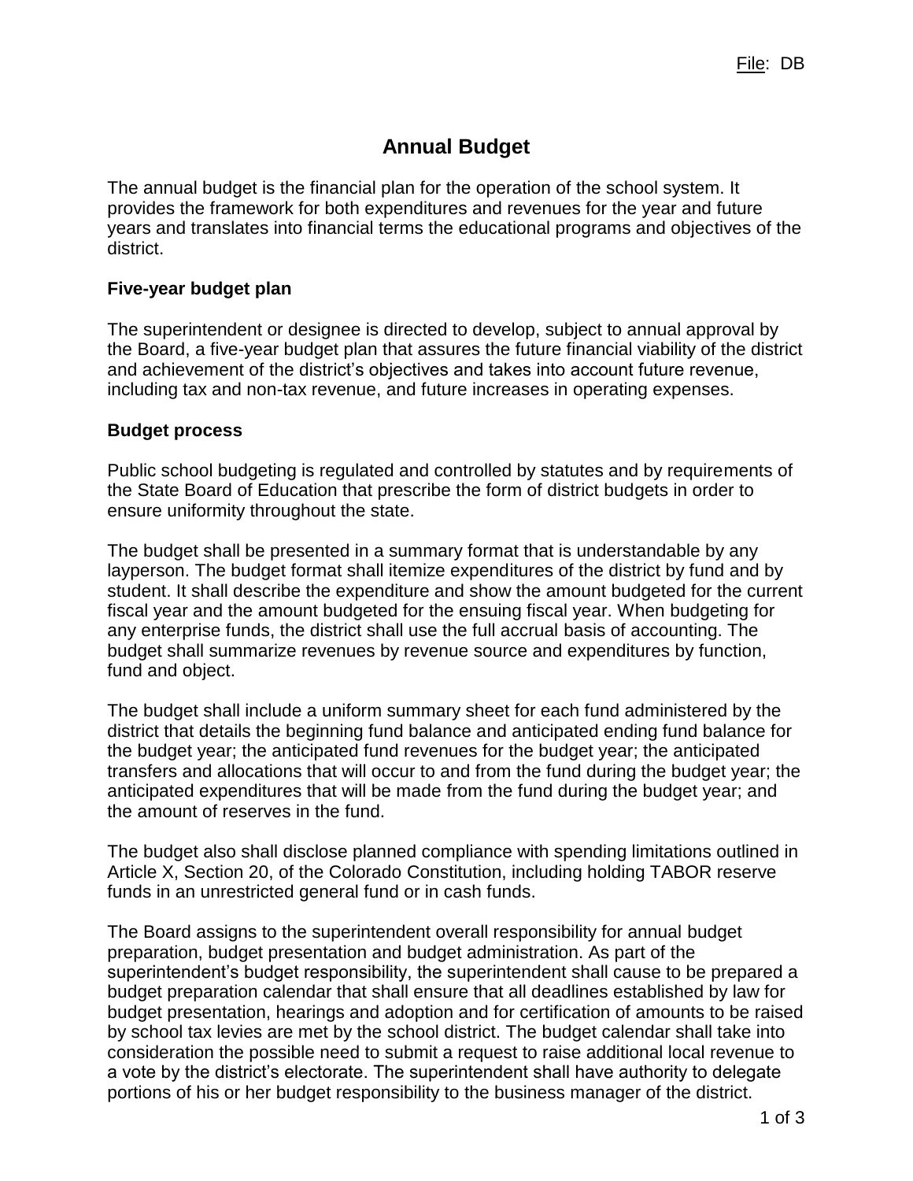File: DB

# Annual Budget

The annual budget is the financial plan for the operation of the school system. It provides the framework for both expenditures and revenues for the year and future years and translates into financial terms the educational programs and objectives of the district.

## Five-year budget plan

The superintendent or designee is directed to develop, subject to annual approval by the Board, a five-year budget plan that assures the future financial viability of the district and achievement of the district's objectives and takes into account future revenue, including tax and non-tax revenue, and future increases in operating expenses.

## Budget process

Public school budgeting is regulated and controlled by statutes and by requirements of the State Board of Education that prescribe the form of district budgets in order to ensure uniformity throughout the state.

The budget shall be presented in a summary format that is understandable by any layperson. The budget format shall itemize expenditures of the district by fund and by student. It shall describe the expenditure and show the amount budgeted for the current fiscal year and the amount budgeted for the ensuing fiscal year. When budgeting for any enterprise funds, the district shall use the full accrual basis of accounting. The budget shall summarize revenues by revenue source and expenditures by function, fund and object.

The budget shall include a uniform summary sheet for each fund administered by the district that details the beginning fund balance and anticipated ending fund balance for the budget year; the anticipated fund revenues for the budget year; the anticipated transfers and allocations that will occur to and from the fund during the budget year; the anticipated expenditures that will be made from the fund during the budget year; and the amount of reserves in the fund.

The budget also shall disclose planned compliance with spending limitations outlined in Article X, Section 20, of the Colorado Constitution, including holding TABOR reserve funds in an unrestricted general fund or in cash funds.

The Board assigns to the superintendent overall responsibility for annual budget preparation, budget presentation and budget administration. As part of the superintendent's budget responsibility, the superintendent shall cause to be prepared a budget preparation calendar that shall ensure that all deadlines established by law for budget presentation, hearings and adoption and for certification of amounts to be raised by school tax levies are met by the school district. The budget calendar shall take into consideration the possible need to submit a request to raise additional local revenue to a vote by the district's electorate. The superintendent shall have authority to delegate portions of his or her budget responsibility to the business manager of the district.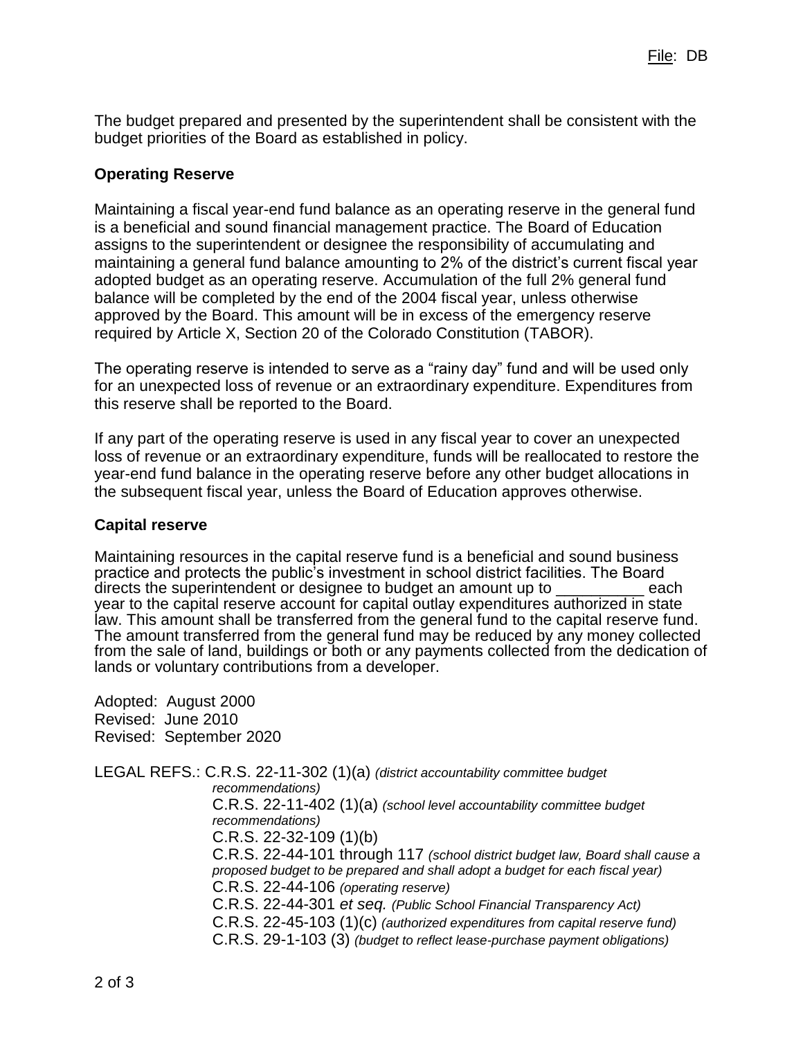The budget prepared and presented by the superintendent shall be consistent with the budget priorities of the Board as established in policy.

**Operating Reserve**

Maintaining a fiscal year-end fund balance as an operating reserve in the general fund is a beneficial and sound financial management practice. The Board of Education assigns to the superintendent or designee the responsibility of accumulating and maintaining a general fund balance amounting to 2% of the district's current fiscal year adopted budget as an operating reserve. Accumulation of the full 2% general fund balance will be completed by the end of the 2004 fiscal year, unless otherwise approved by the Board. This amount will be in excess of the emergency reserve required by Article X, Section 20 of the Colorado Constitution (TABOR).

The operating reserve is intended to serve as a "rainy day" fund and will be used only for an unexpected loss of revenue or an extraordinary expenditure. Expenditures from this reserve shall be reported to the Board.

If any part of the operating reserve is used in any fiscal year to cover an unexpected loss of revenue or an extraordinary expenditure, funds will be reallocated to restore the year-end fund balance in the operating reserve before any other budget allocations in the subsequent fiscal year, unless the Board of Education approves otherwise.

**Capital reserve**

Maintaining resources in the capital reserve fund is a beneficial and sound business practice and protects the public's investment in school district facilities. The Board directs the superintendent or designee to budget an amount up to __________ each year to the capital reserve account for capital outlay expenditures authorized in state law. This amount shall be transferred from the general fund to the capital reserve fund. The amount transferred from the general fund may be reduced by any money collected from the sale of land, buildings or both or any payments collected from the dedication of lands or voluntary contributions from a developer.

Adopted: August 2000
Revised: June 2010
Revised: September 2020

LEGAL REFS.: C.R.S. 22-11-302 (1)(a) *(district accountability committee budget recommendations)*
C.R.S. 22-11-402 (1)(a) *(school level accountability committee budget recommendations)*
C.R.S. 22-32-109 (1)(b)
C.R.S. 22-44-101 through 117 *(school district budget law, Board shall cause a proposed budget to be prepared and shall adopt a budget for each fiscal year)*
C.R.S. 22-44-106 *(operating reserve)*
C.R.S. 22-44-301 *et seq.* *(Public School Financial Transparency Act)*
C.R.S. 22-45-103 (1)(c) *(authorized expenditures from capital reserve fund)*
C.R.S. 29-1-103 (3) *(budget to reflect lease-purchase payment obligations)*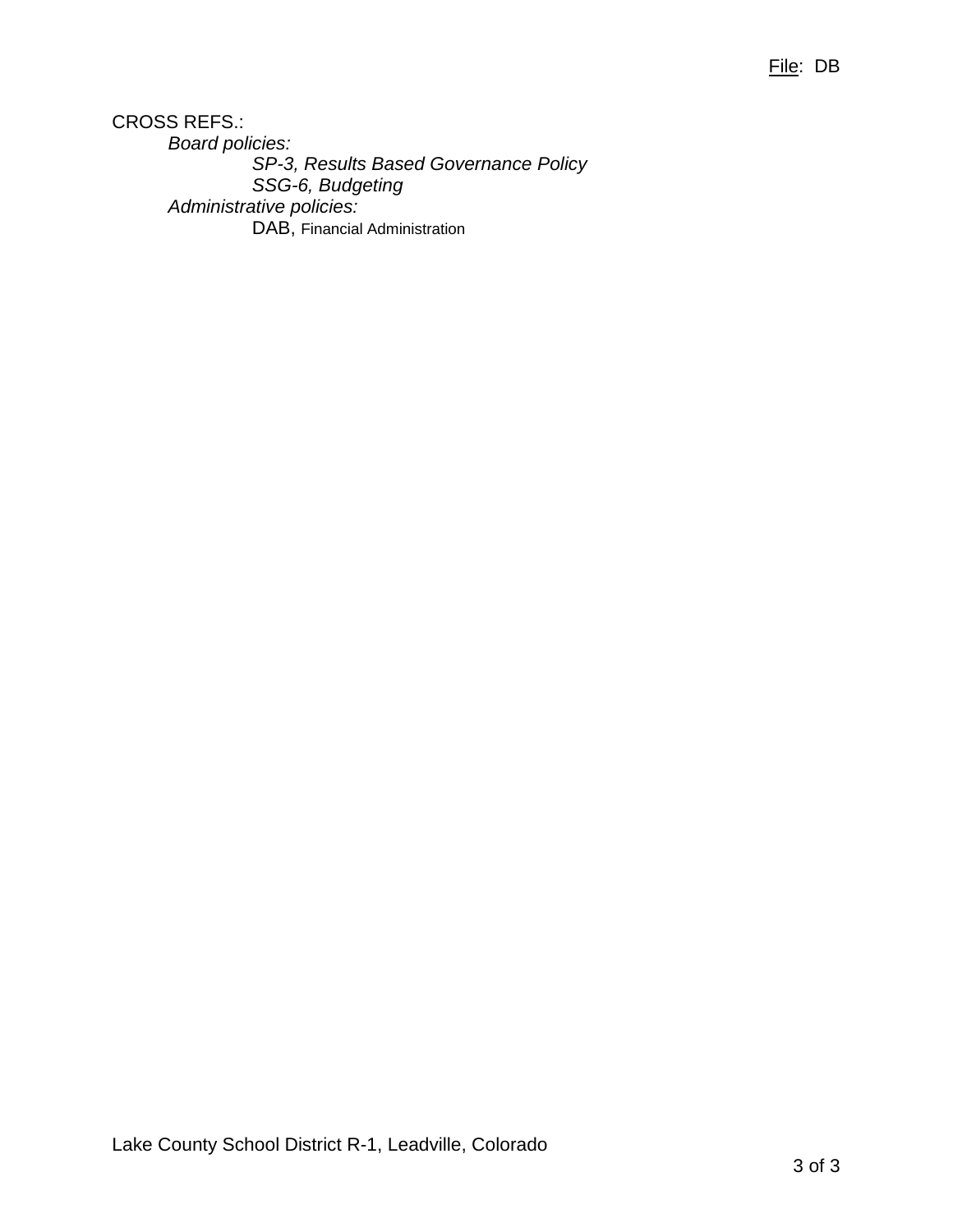CROSS REFS.:

*Board policies:*

*SP-3, Results Based Governance Policy*

*SSG-6, Budgeting*

*Administrative policies:*

DAB, Financial Administration